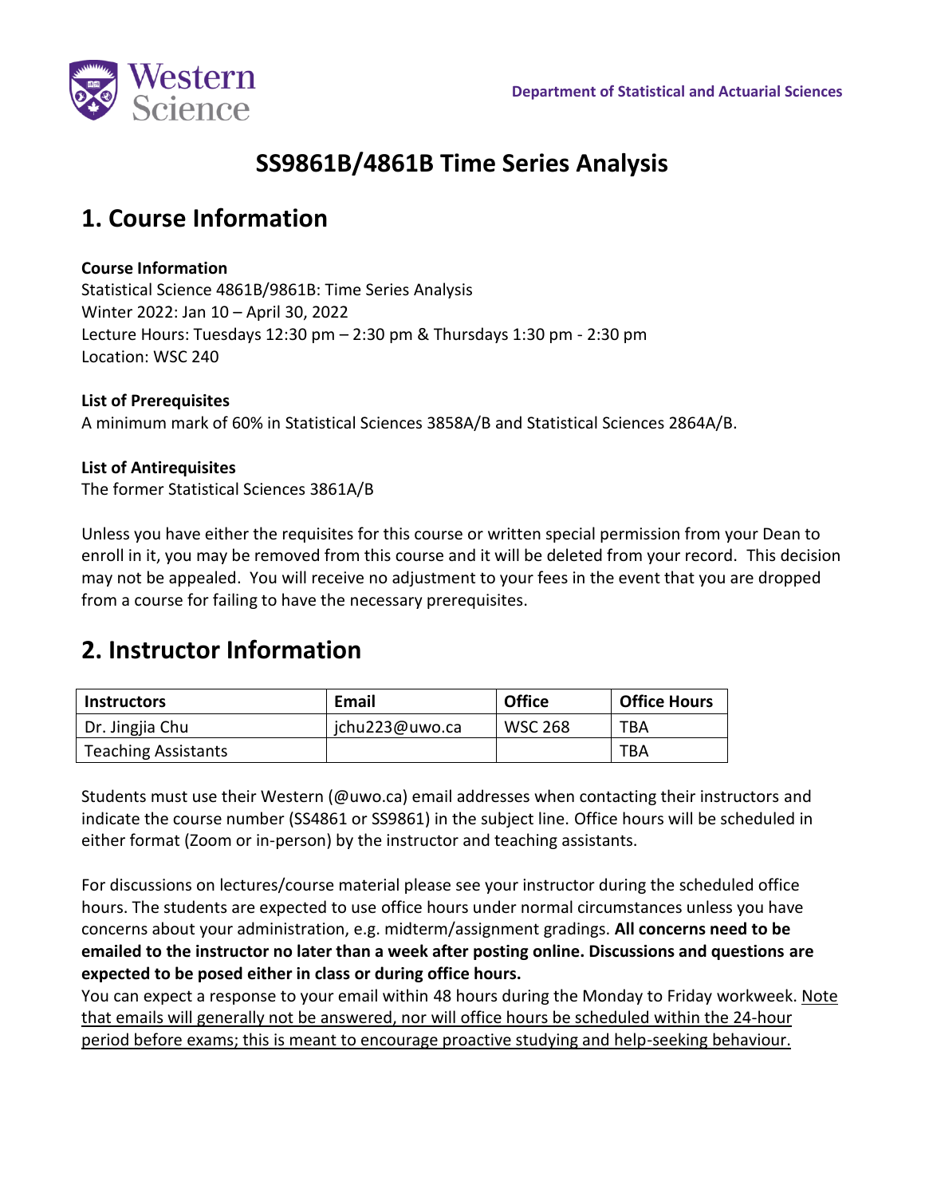Department of Statistical and Actuarial Sciences

# SS9861B/4861B Time Series Analysis

## 1. Course Information

**Course Information**
Statistical Science 4861B/9861B: Time Series Analysis
Winter 2022: Jan 10 – April 30, 2022
Lecture Hours: Tuesdays 12:30 pm – 2:30 pm & Thursdays 1:30 pm - 2:30 pm
Location: WSC 240

**List of Prerequisites**
A minimum mark of 60% in Statistical Sciences 3858A/B and Statistical Sciences 2864A/B.

**List of Antirequisites**
The former Statistical Sciences 3861A/B

Unless you have either the requisites for this course or written special permission from your Dean to enroll in it, you may be removed from this course and it will be deleted from your record. This decision may not be appealed. You will receive no adjustment to your fees in the event that you are dropped from a course for failing to have the necessary prerequisites.

## 2. Instructor Information

| Instructors | Email | Office | Office Hours |
|---|---|---|---|
| Dr. Jingjia Chu | jchu223@uwo.ca | WSC 268 | TBA |
| Teaching Assistants | | | TBA |

Students must use their Western (@uwo.ca) email addresses when contacting their instructors and indicate the course number (SS4861 or SS9861) in the subject line. Office hours will be scheduled in either format (Zoom or in-person) by the instructor and teaching assistants.

For discussions on lectures/course material please see your instructor during the scheduled office hours. The students are expected to use office hours under normal circumstances unless you have concerns about your administration, e.g. midterm/assignment gradings. **All concerns need to be emailed to the instructor no later than a week after posting online. Discussions and questions are expected to be posed either in class or during office hours.**
You can expect a response to your email within 48 hours during the Monday to Friday workweek. <u>Note that emails will generally not be answered, nor will office hours be scheduled within the 24-hour period before exams; this is meant to encourage proactive studying and help-seeking behaviour.</u>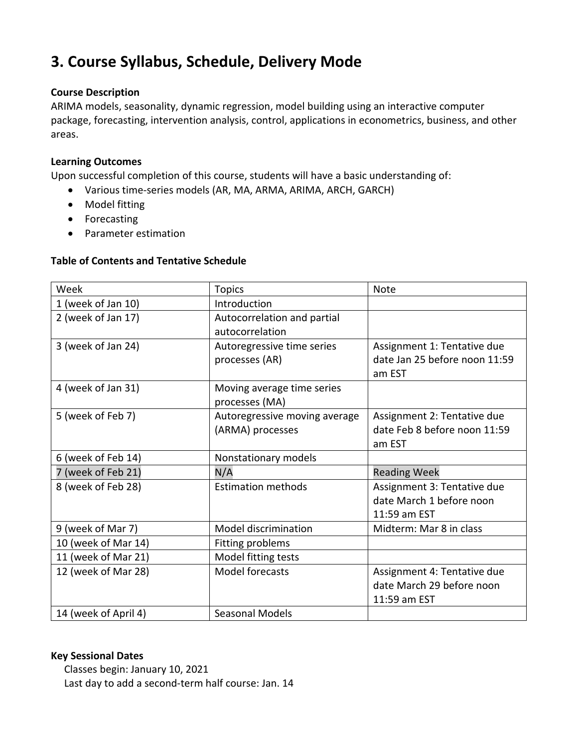# 3. Course Syllabus, Schedule, Delivery Mode

**Course Description**

ARIMA models, seasonality, dynamic regression, model building using an interactive computer package, forecasting, intervention analysis, control, applications in econometrics, business, and other areas.

**Learning Outcomes**

Upon successful completion of this course, students will have a basic understanding of:

- Various time-series models (AR, MA, ARMA, ARIMA, ARCH, GARCH)
- Model fitting
- Forecasting
- Parameter estimation

**Table of Contents and Tentative Schedule**

| Week | Topics | Note |
| --- | --- | --- |
| 1 (week of Jan 10) | Introduction | |
| 2 (week of Jan 17) | Autocorrelation and partial autocorrelation | |
| 3 (week of Jan 24) | Autoregressive time series processes (AR) | Assignment 1: Tentative due date Jan 25 before noon 11:59 am EST |
| 4 (week of Jan 31) | Moving average time series processes (MA) | |
| 5 (week of Feb 7) | Autoregressive moving average (ARMA) processes | Assignment 2: Tentative due date Feb 8 before noon 11:59 am EST |
| 6 (week of Feb 14) | Nonstationary models | |
| 7 (week of Feb 21) | N/A | Reading Week |
| 8 (week of Feb 28) | Estimation methods | Assignment 3: Tentative due date March 1 before noon 11:59 am EST |
| 9 (week of Mar 7) | Model discrimination | Midterm: Mar 8 in class |
| 10 (week of Mar 14) | Fitting problems | |
| 11 (week of Mar 21) | Model fitting tests | |
| 12 (week of Mar 28) | Model forecasts | Assignment 4: Tentative due date March 29 before noon 11:59 am EST |
| 14 (week of April 4) | Seasonal Models | |

**Key Sessional Dates**

Classes begin: January 10, 2021

Last day to add a second-term half course: Jan. 14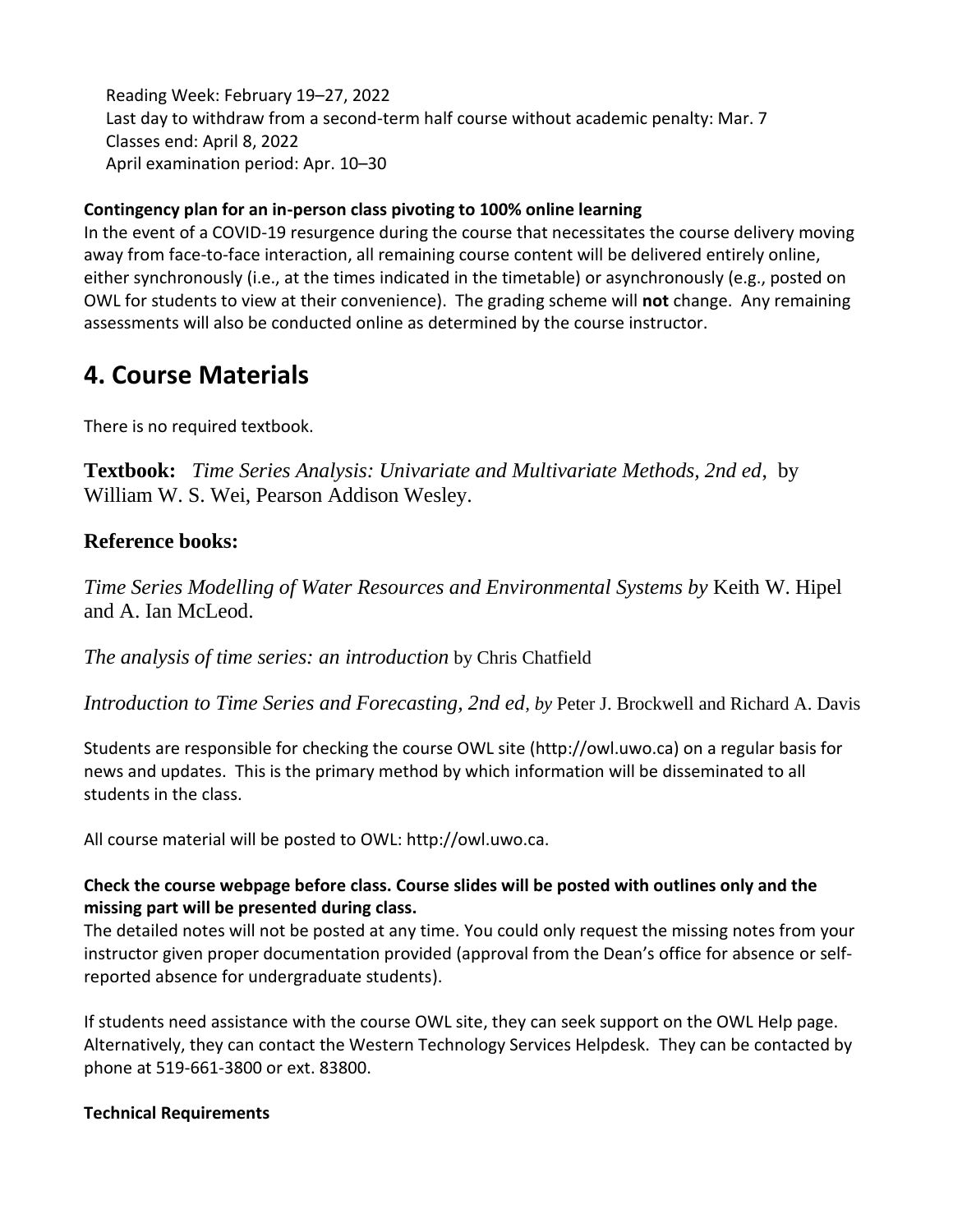Reading Week: February 19–27, 2022
Last day to withdraw from a second-term half course without academic penalty: Mar. 7
Classes end: April 8, 2022
April examination period: Apr. 10–30

**Contingency plan for an in-person class pivoting to 100% online learning**
In the event of a COVID-19 resurgence during the course that necessitates the course delivery moving away from face-to-face interaction, all remaining course content will be delivered entirely online, either synchronously (i.e., at the times indicated in the timetable) or asynchronously (e.g., posted on OWL for students to view at their convenience). The grading scheme will **not** change. Any remaining assessments will also be conducted online as determined by the course instructor.

# 4. Course Materials

There is no required textbook.

**Textbook:** *Time Series Analysis: Univariate and Multivariate Methods, 2nd ed*, by William W. S. Wei, Pearson Addison Wesley.

## Reference books:

*Time Series Modelling of Water Resources and Environmental Systems by* Keith W. Hipel and A. Ian McLeod.

*The analysis of time series: an introduction* by Chris Chatfield

*Introduction to Time Series and Forecasting, 2nd ed, by* Peter J. Brockwell and Richard A. Davis

Students are responsible for checking the course OWL site (http://owl.uwo.ca) on a regular basis for news and updates. This is the primary method by which information will be disseminated to all students in the class.

All course material will be posted to OWL: http://owl.uwo.ca.

**Check the course webpage before class. Course slides will be posted with outlines only and the missing part will be presented during class.**
The detailed notes will not be posted at any time. You could only request the missing notes from your instructor given proper documentation provided (approval from the Dean's office for absence or self-reported absence for undergraduate students).

If students need assistance with the course OWL site, they can seek support on the OWL Help page. Alternatively, they can contact the Western Technology Services Helpdesk. They can be contacted by phone at 519-661-3800 or ext. 83800.

**Technical Requirements**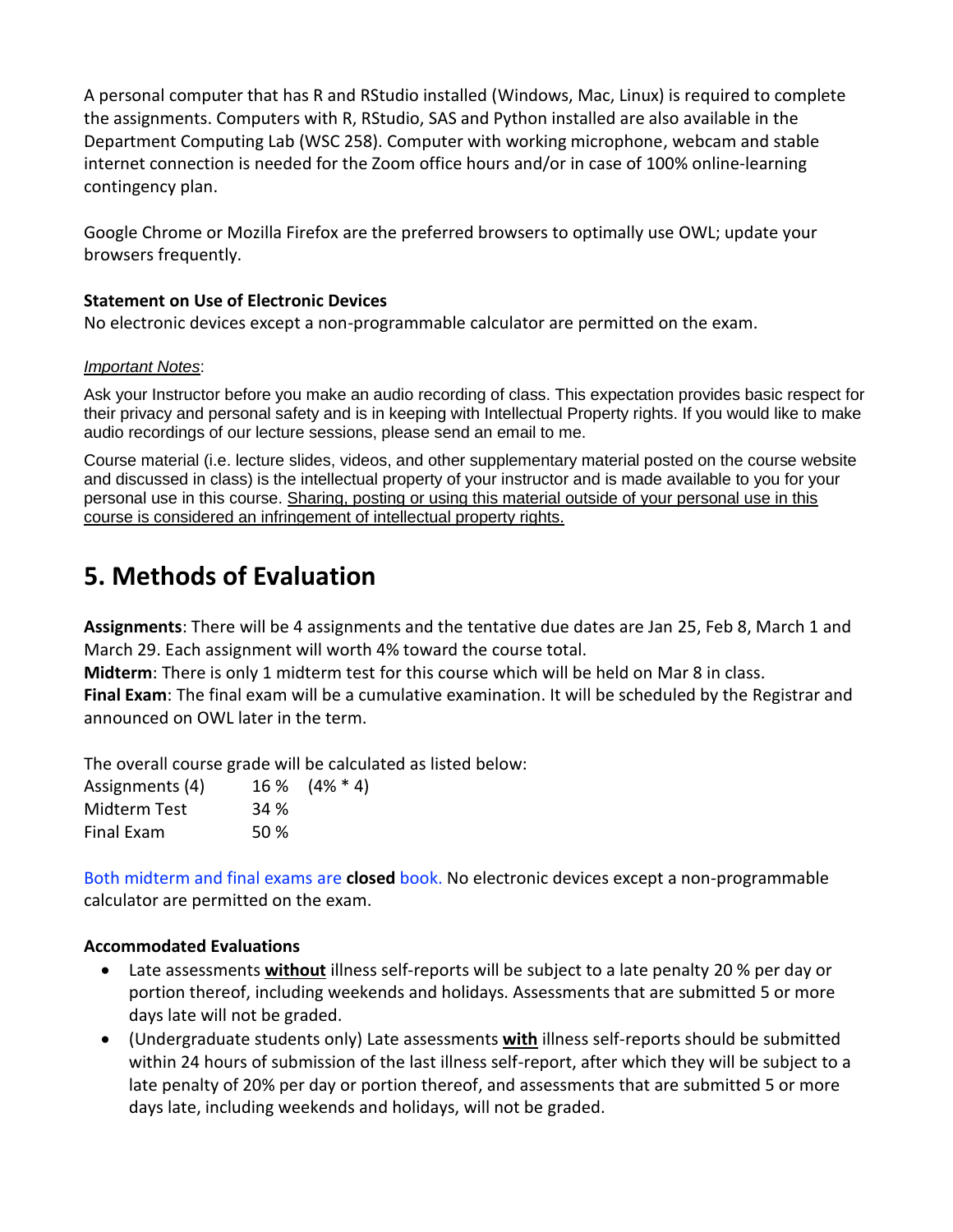A personal computer that has R and RStudio installed (Windows, Mac, Linux) is required to complete the assignments. Computers with R, RStudio, SAS and Python installed are also available in the Department Computing Lab (WSC 258). Computer with working microphone, webcam and stable internet connection is needed for the Zoom office hours and/or in case of 100% online-learning contingency plan.

Google Chrome or Mozilla Firefox are the preferred browsers to optimally use OWL; update your browsers frequently.

**Statement on Use of Electronic Devices**
No electronic devices except a non-programmable calculator are permitted on the exam.

*Important Notes*:

Ask your Instructor before you make an audio recording of class. This expectation provides basic respect for their privacy and personal safety and is in keeping with Intellectual Property rights. If you would like to make audio recordings of our lecture sessions, please send an email to me.

Course material (i.e. lecture slides, videos, and other supplementary material posted on the course website and discussed in class) is the intellectual property of your instructor and is made available to you for your personal use in this course. Sharing, posting or using this material outside of your personal use in this course is considered an infringement of intellectual property rights.

# 5. Methods of Evaluation

**Assignments**: There will be 4 assignments and the tentative due dates are Jan 25, Feb 8, March 1 and March 29. Each assignment will worth 4% toward the course total.
**Midterm**: There is only 1 midterm test for this course which will be held on Mar 8 in class.
**Final Exam**: The final exam will be a cumulative examination. It will be scheduled by the Registrar and announced on OWL later in the term.

The overall course grade will be calculated as listed below:

| | | |
|---|---|---|
| Assignments (4) | 16 % | (4% * 4) |
| Midterm Test | 34 % | |
| Final Exam | 50 % | |

Both midterm and final exams are **closed** book. No electronic devices except a non-programmable calculator are permitted on the exam.

**Accommodated Evaluations**

- Late assessments **without** illness self-reports will be subject to a late penalty 20 % per day or portion thereof, including weekends and holidays. Assessments that are submitted 5 or more days late will not be graded.
- (Undergraduate students only) Late assessments **with** illness self-reports should be submitted within 24 hours of submission of the last illness self-report, after which they will be subject to a late penalty of 20% per day or portion thereof, and assessments that are submitted 5 or more days late, including weekends and holidays, will not be graded.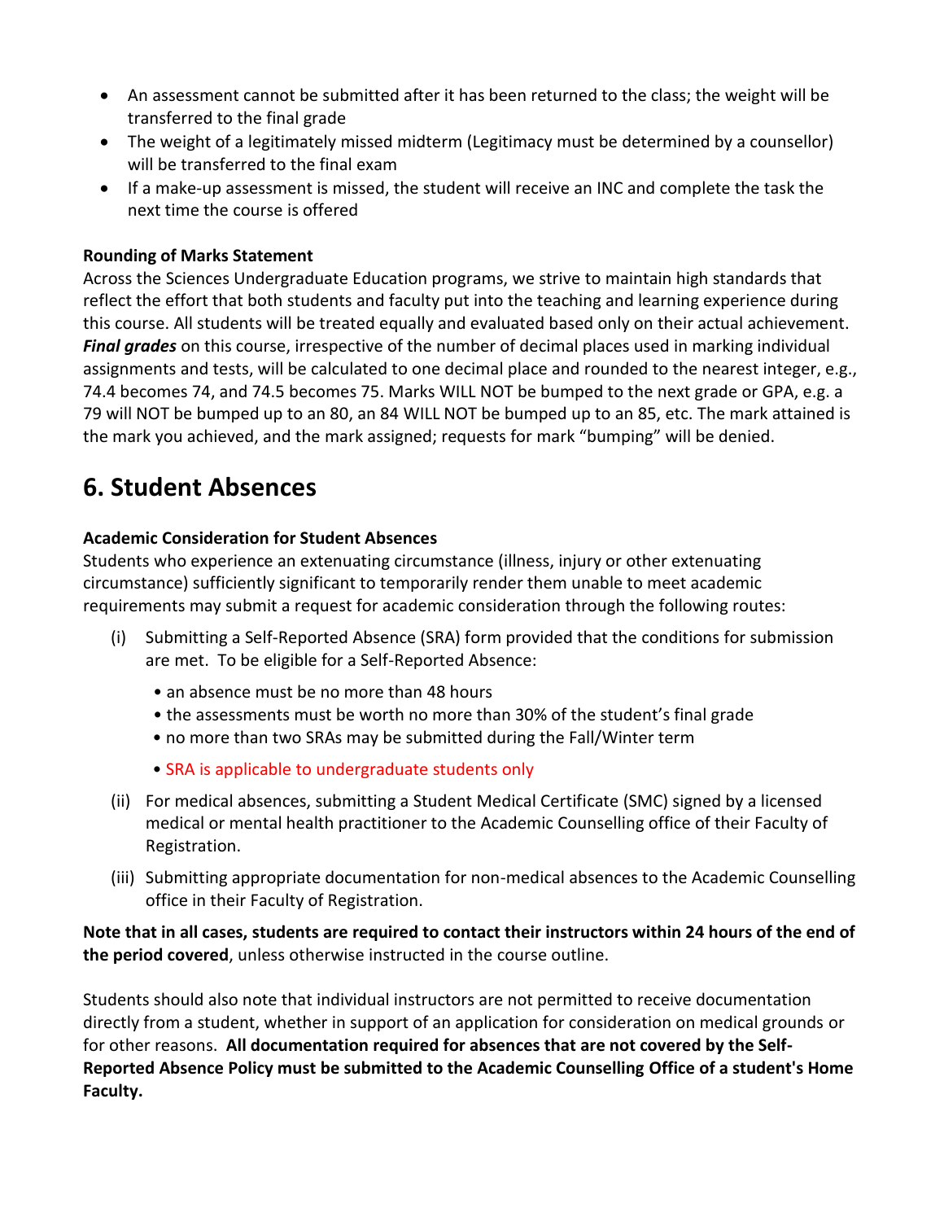- An assessment cannot be submitted after it has been returned to the class; the weight will be transferred to the final grade
- The weight of a legitimately missed midterm (Legitimacy must be determined by a counsellor) will be transferred to the final exam
- If a make-up assessment is missed, the student will receive an INC and complete the task the next time the course is offered

**Rounding of Marks Statement**

Across the Sciences Undergraduate Education programs, we strive to maintain high standards that reflect the effort that both students and faculty put into the teaching and learning experience during this course. All students will be treated equally and evaluated based only on their actual achievement. ***Final grades*** on this course, irrespective of the number of decimal places used in marking individual assignments and tests, will be calculated to one decimal place and rounded to the nearest integer, e.g., 74.4 becomes 74, and 74.5 becomes 75. Marks WILL NOT be bumped to the next grade or GPA, e.g. a 79 will NOT be bumped up to an 80, an 84 WILL NOT be bumped up to an 85, etc. The mark attained is the mark you achieved, and the mark assigned; requests for mark "bumping" will be denied.

# 6. Student Absences

**Academic Consideration for Student Absences**

Students who experience an extenuating circumstance (illness, injury or other extenuating circumstance) sufficiently significant to temporarily render them unable to meet academic requirements may submit a request for academic consideration through the following routes:

(i) Submitting a Self-Reported Absence (SRA) form provided that the conditions for submission are met. To be eligible for a Self-Reported Absence:
   - an absence must be no more than 48 hours
   - the assessments must be worth no more than 30% of the student's final grade
   - no more than two SRAs may be submitted during the Fall/Winter term
   - SRA is applicable to undergraduate students only

(ii) For medical absences, submitting a Student Medical Certificate (SMC) signed by a licensed medical or mental health practitioner to the Academic Counselling office of their Faculty of Registration.

(iii) Submitting appropriate documentation for non-medical absences to the Academic Counselling office in their Faculty of Registration.

**Note that in all cases, students are required to contact their instructors within 24 hours of the end of the period covered**, unless otherwise instructed in the course outline.

Students should also note that individual instructors are not permitted to receive documentation directly from a student, whether in support of an application for consideration on medical grounds or for other reasons. **All documentation required for absences that are not covered by the Self-Reported Absence Policy must be submitted to the Academic Counselling Office of a student's Home Faculty.**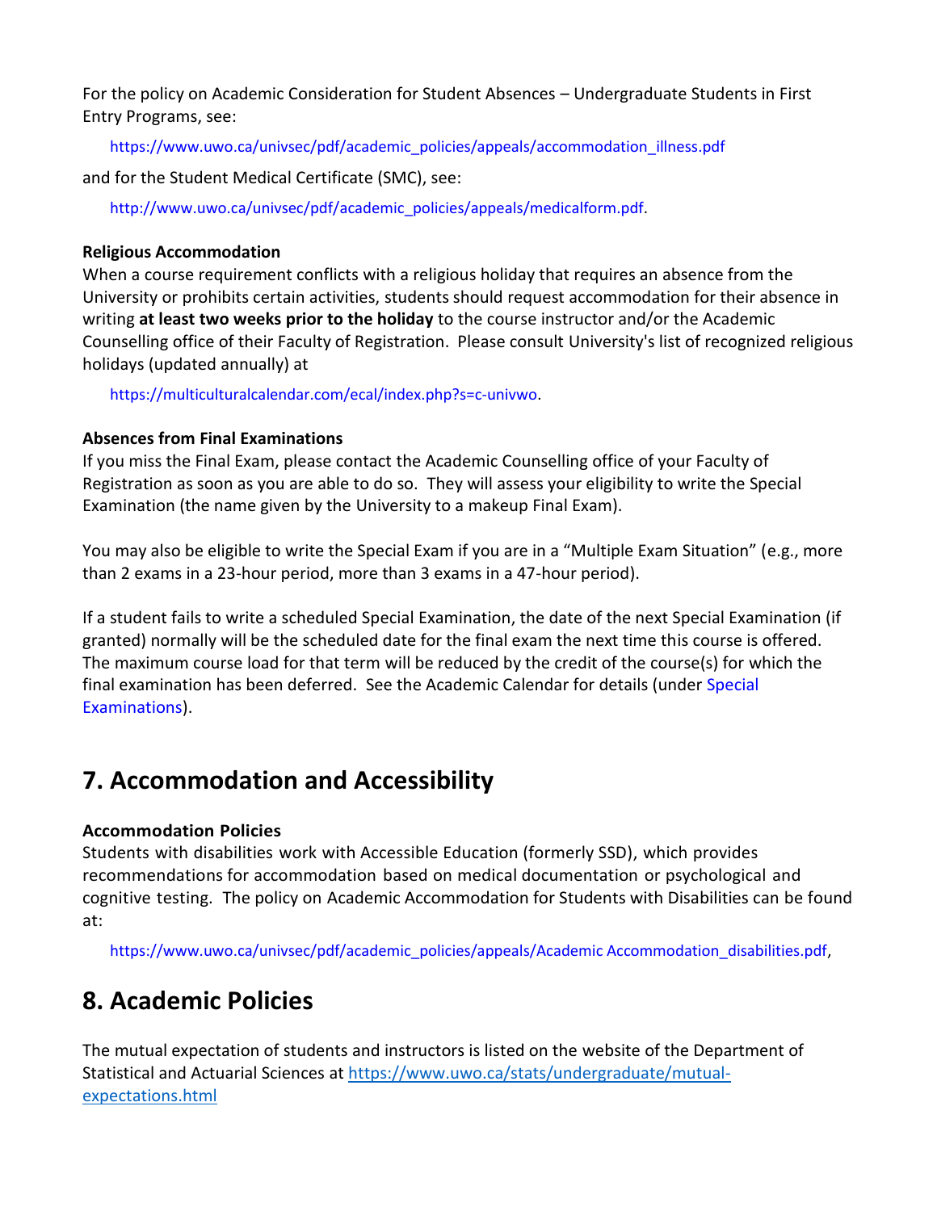For the policy on Academic Consideration for Student Absences – Undergraduate Students in First Entry Programs, see:

https://www.uwo.ca/univsec/pdf/academic_policies/appeals/accommodation_illness.pdf

and for the Student Medical Certificate (SMC), see:

http://www.uwo.ca/univsec/pdf/academic_policies/appeals/medicalform.pdf.

**Religious Accommodation**

When a course requirement conflicts with a religious holiday that requires an absence from the University or prohibits certain activities, students should request accommodation for their absence in writing **at least two weeks prior to the holiday** to the course instructor and/or the Academic Counselling office of their Faculty of Registration. Please consult University's list of recognized religious holidays (updated annually) at

https://multiculturalcalendar.com/ecal/index.php?s=c-univwo.

**Absences from Final Examinations**

If you miss the Final Exam, please contact the Academic Counselling office of your Faculty of Registration as soon as you are able to do so. They will assess your eligibility to write the Special Examination (the name given by the University to a makeup Final Exam).

You may also be eligible to write the Special Exam if you are in a "Multiple Exam Situation" (e.g., more than 2 exams in a 23-hour period, more than 3 exams in a 47-hour period).

If a student fails to write a scheduled Special Examination, the date of the next Special Examination (if granted) normally will be the scheduled date for the final exam the next time this course is offered. The maximum course load for that term will be reduced by the credit of the course(s) for which the final examination has been deferred. See the Academic Calendar for details (under Special Examinations).

## 7. Accommodation and Accessibility

**Accommodation Policies**

Students with disabilities work with Accessible Education (formerly SSD), which provides recommendations for accommodation based on medical documentation or psychological and cognitive testing. The policy on Academic Accommodation for Students with Disabilities can be found at:

https://www.uwo.ca/univsec/pdf/academic_policies/appeals/Academic Accommodation_disabilities.pdf,

## 8. Academic Policies

The mutual expectation of students and instructors is listed on the website of the Department of Statistical and Actuarial Sciences at https://www.uwo.ca/stats/undergraduate/mutual-expectations.html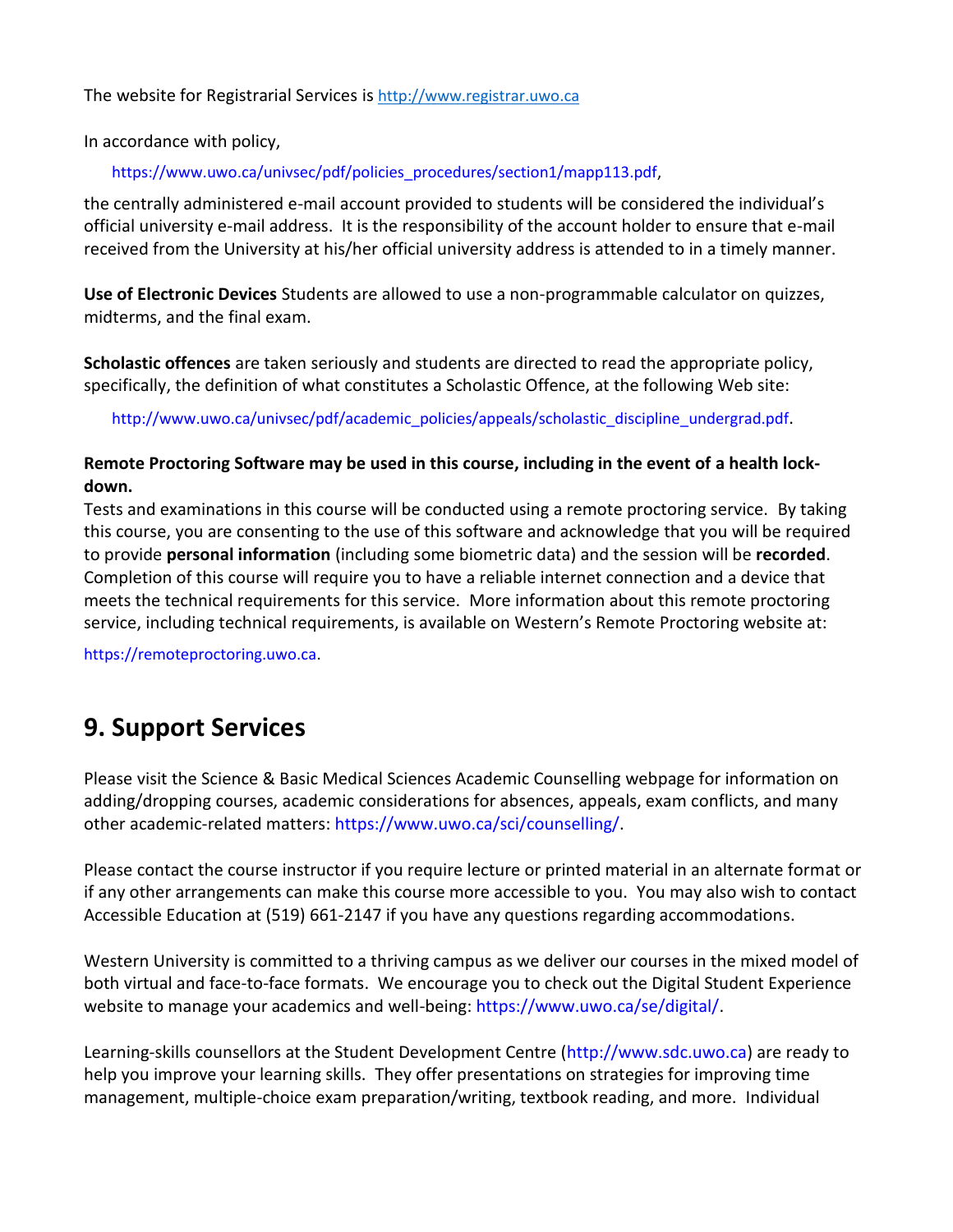The website for Registrarial Services is http://www.registrar.uwo.ca

In accordance with policy,

https://www.uwo.ca/univsec/pdf/policies_procedures/section1/mapp113.pdf,

the centrally administered e-mail account provided to students will be considered the individual's official university e-mail address. It is the responsibility of the account holder to ensure that e-mail received from the University at his/her official university address is attended to in a timely manner.

**Use of Electronic Devices** Students are allowed to use a non-programmable calculator on quizzes, midterms, and the final exam.

**Scholastic offences** are taken seriously and students are directed to read the appropriate policy, specifically, the definition of what constitutes a Scholastic Offence, at the following Web site:

http://www.uwo.ca/univsec/pdf/academic_policies/appeals/scholastic_discipline_undergrad.pdf.

**Remote Proctoring Software may be used in this course, including in the event of a health lock-down.**

Tests and examinations in this course will be conducted using a remote proctoring service. By taking this course, you are consenting to the use of this software and acknowledge that you will be required to provide **personal information** (including some biometric data) and the session will be **recorded**. Completion of this course will require you to have a reliable internet connection and a device that meets the technical requirements for this service. More information about this remote proctoring service, including technical requirements, is available on Western's Remote Proctoring website at:

https://remoteproctoring.uwo.ca.

## 9. Support Services

Please visit the Science & Basic Medical Sciences Academic Counselling webpage for information on adding/dropping courses, academic considerations for absences, appeals, exam conflicts, and many other academic-related matters: https://www.uwo.ca/sci/counselling/.

Please contact the course instructor if you require lecture or printed material in an alternate format or if any other arrangements can make this course more accessible to you. You may also wish to contact Accessible Education at (519) 661-2147 if you have any questions regarding accommodations.

Western University is committed to a thriving campus as we deliver our courses in the mixed model of both virtual and face-to-face formats. We encourage you to check out the Digital Student Experience website to manage your academics and well-being: https://www.uwo.ca/se/digital/.

Learning-skills counsellors at the Student Development Centre (http://www.sdc.uwo.ca) are ready to help you improve your learning skills. They offer presentations on strategies for improving time management, multiple-choice exam preparation/writing, textbook reading, and more. Individual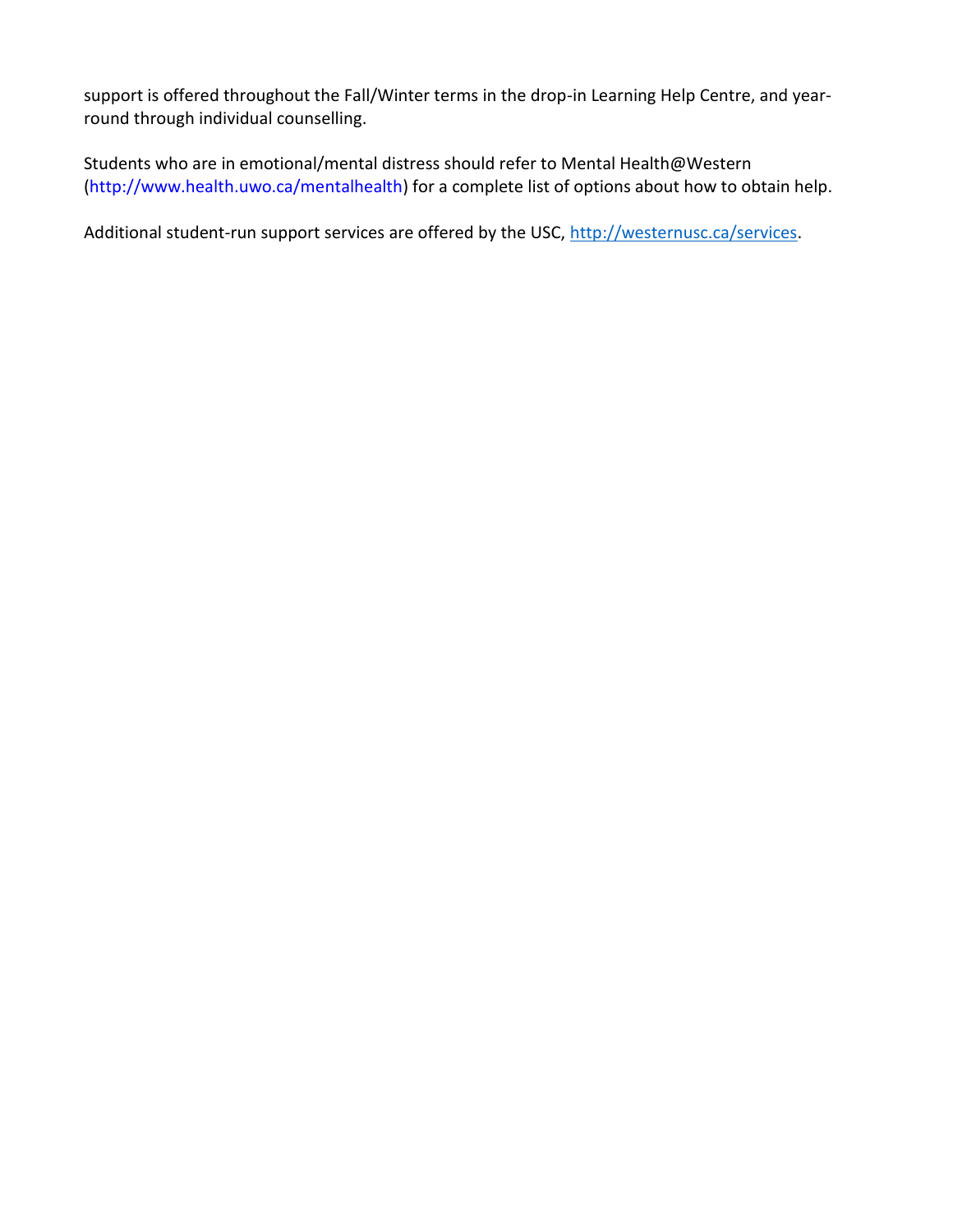support is offered throughout the Fall/Winter terms in the drop-in Learning Help Centre, and year-round through individual counselling.

Students who are in emotional/mental distress should refer to Mental Health@Western (http://www.health.uwo.ca/mentalhealth) for a complete list of options about how to obtain help.

Additional student-run support services are offered by the USC, http://westernusc.ca/services.